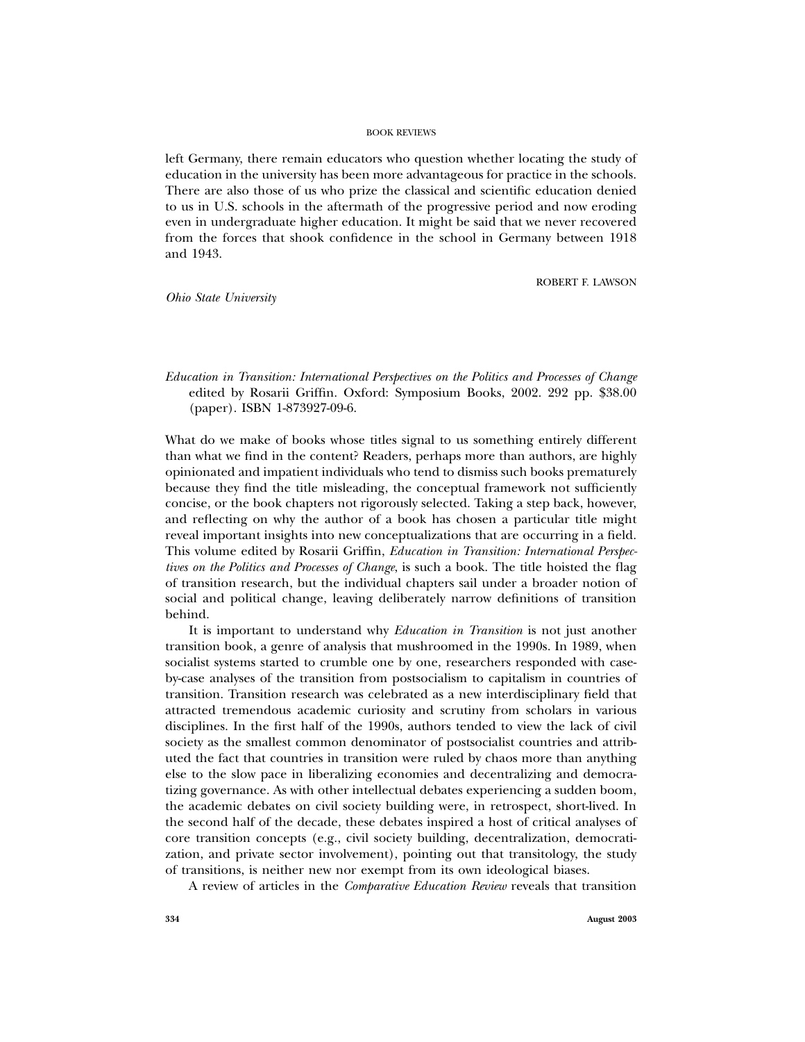left Germany, there remain educators who question whether locating the study of education in the university has been more advantageous for practice in the schools. There are also those of us who prize the classical and scientific education denied to us in U.S. schools in the aftermath of the progressive period and now eroding even in undergraduate higher education. It might be said that we never recovered from the forces that shook confidence in the school in Germany between 1918 and 1943.

ROBERT F. LAWSON

*Ohio State University*

*Education in Transition: International Perspectives on the Politics and Processes of Change* edited by Rosarii Griffin. Oxford: Symposium Books, 2002. 292 pp. $38.00 (paper). ISBN 1-873927-09-6.

What do we make of books whose titles signal to us something entirely different than what we find in the content? Readers, perhaps more than authors, are highly opinionated and impatient individuals who tend to dismiss such books prematurely because they find the title misleading, the conceptual framework not sufficiently concise, or the book chapters not rigorously selected. Taking a step back, however, and reflecting on why the author of a book has chosen a particular title might reveal important insights into new conceptualizations that are occurring in a field. This volume edited by Rosarii Griffin, *Education in Transition: International Perspectives on the Politics and Processes of Change*, is such a book. The title hoisted the flag of transition research, but the individual chapters sail under a broader notion of social and political change, leaving deliberately narrow definitions of transition behind.

It is important to understand why *Education in Transition* is not just another transition book, a genre of analysis that mushroomed in the 1990s. In 1989, when socialist systems started to crumble one by one, researchers responded with case-by-case analyses of the transition from postsocialism to capitalism in countries of transition. Transition research was celebrated as a new interdisciplinary field that attracted tremendous academic curiosity and scrutiny from scholars in various disciplines. In the first half of the 1990s, authors tended to view the lack of civil society as the smallest common denominator of postsocialist countries and attributed the fact that countries in transition were ruled by chaos more than anything else to the slow pace in liberalizing economies and decentralizing and democratizing governance. As with other intellectual debates experiencing a sudden boom, the academic debates on civil society building were, in retrospect, short-lived. In the second half of the decade, these debates inspired a host of critical analyses of core transition concepts (e.g., civil society building, decentralization, democratization, and private sector involvement), pointing out that transitology, the study of transitions, is neither new nor exempt from its own ideological biases.

A review of articles in the *Comparative Education Review* reveals that transition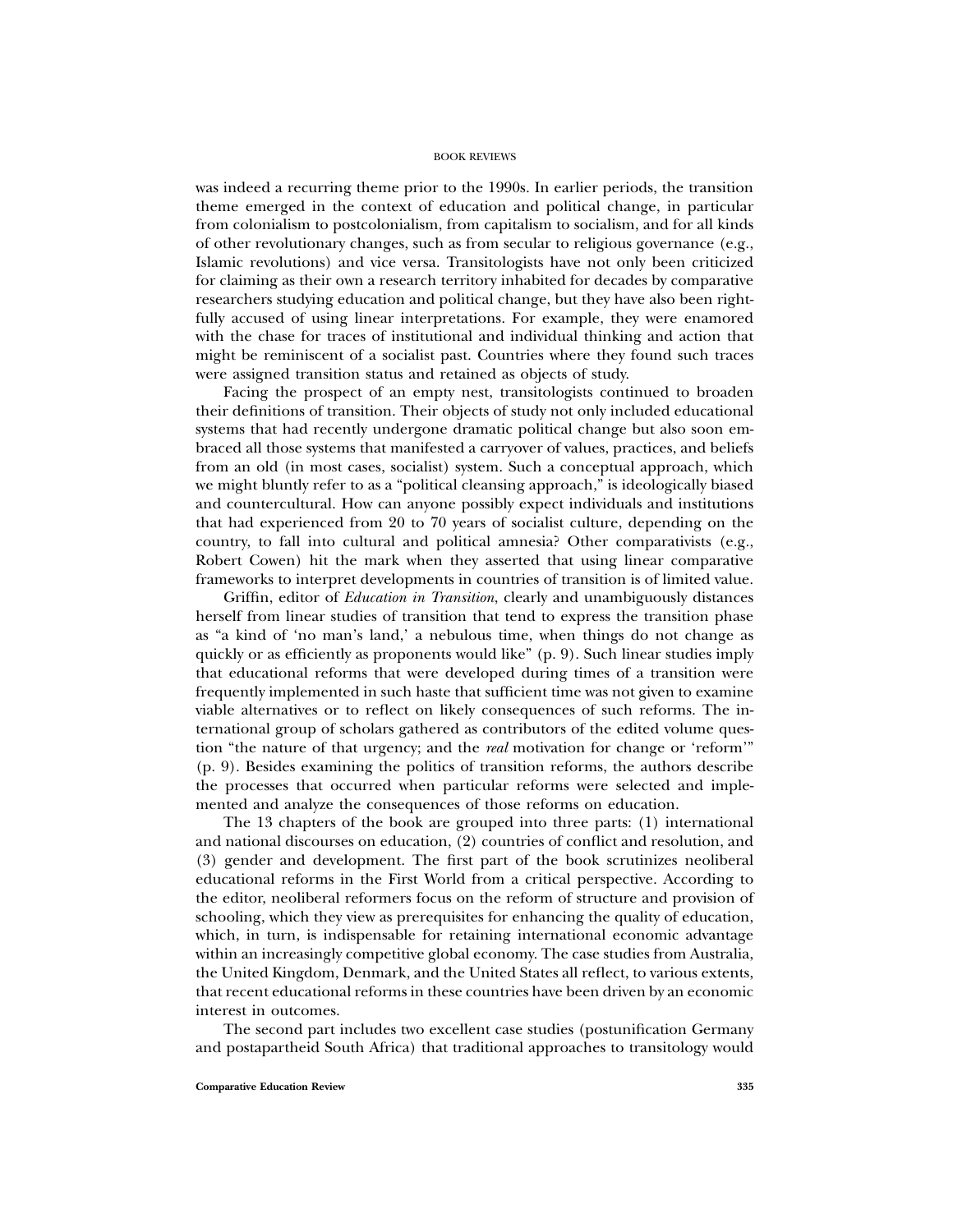was indeed a recurring theme prior to the 1990s. In earlier periods, the transition theme emerged in the context of education and political change, in particular from colonialism to postcolonialism, from capitalism to socialism, and for all kinds of other revolutionary changes, such as from secular to religious governance (e.g., Islamic revolutions) and vice versa. Transitologists have not only been criticized for claiming as their own a research territory inhabited for decades by comparative researchers studying education and political change, but they have also been rightfully accused of using linear interpretations. For example, they were enamored with the chase for traces of institutional and individual thinking and action that might be reminiscent of a socialist past. Countries where they found such traces were assigned transition status and retained as objects of study.

Facing the prospect of an empty nest, transitologists continued to broaden their definitions of transition. Their objects of study not only included educational systems that had recently undergone dramatic political change but also soon embraced all those systems that manifested a carryover of values, practices, and beliefs from an old (in most cases, socialist) system. Such a conceptual approach, which we might bluntly refer to as a "political cleansing approach," is ideologically biased and countercultural. How can anyone possibly expect individuals and institutions that had experienced from 20 to 70 years of socialist culture, depending on the country, to fall into cultural and political amnesia? Other comparativists (e.g., Robert Cowen) hit the mark when they asserted that using linear comparative frameworks to interpret developments in countries of transition is of limited value.

Griffin, editor of *Education in Transition*, clearly and unambiguously distances herself from linear studies of transition that tend to express the transition phase as "a kind of 'no man's land,' a nebulous time, when things do not change as quickly or as efficiently as proponents would like" (p. 9). Such linear studies imply that educational reforms that were developed during times of a transition were frequently implemented in such haste that sufficient time was not given to examine viable alternatives or to reflect on likely consequences of such reforms. The international group of scholars gathered as contributors of the edited volume question "the nature of that urgency; and the *real* motivation for change or 'reform'" (p. 9). Besides examining the politics of transition reforms, the authors describe the processes that occurred when particular reforms were selected and implemented and analyze the consequences of those reforms on education.

The 13 chapters of the book are grouped into three parts: (1) international and national discourses on education, (2) countries of conflict and resolution, and (3) gender and development. The first part of the book scrutinizes neoliberal educational reforms in the First World from a critical perspective. According to the editor, neoliberal reformers focus on the reform of structure and provision of schooling, which they view as prerequisites for enhancing the quality of education, which, in turn, is indispensable for retaining international economic advantage within an increasingly competitive global economy. The case studies from Australia, the United Kingdom, Denmark, and the United States all reflect, to various extents, that recent educational reforms in these countries have been driven by an economic interest in outcomes.

The second part includes two excellent case studies (postunification Germany and postapartheid South Africa) that traditional approaches to transitology would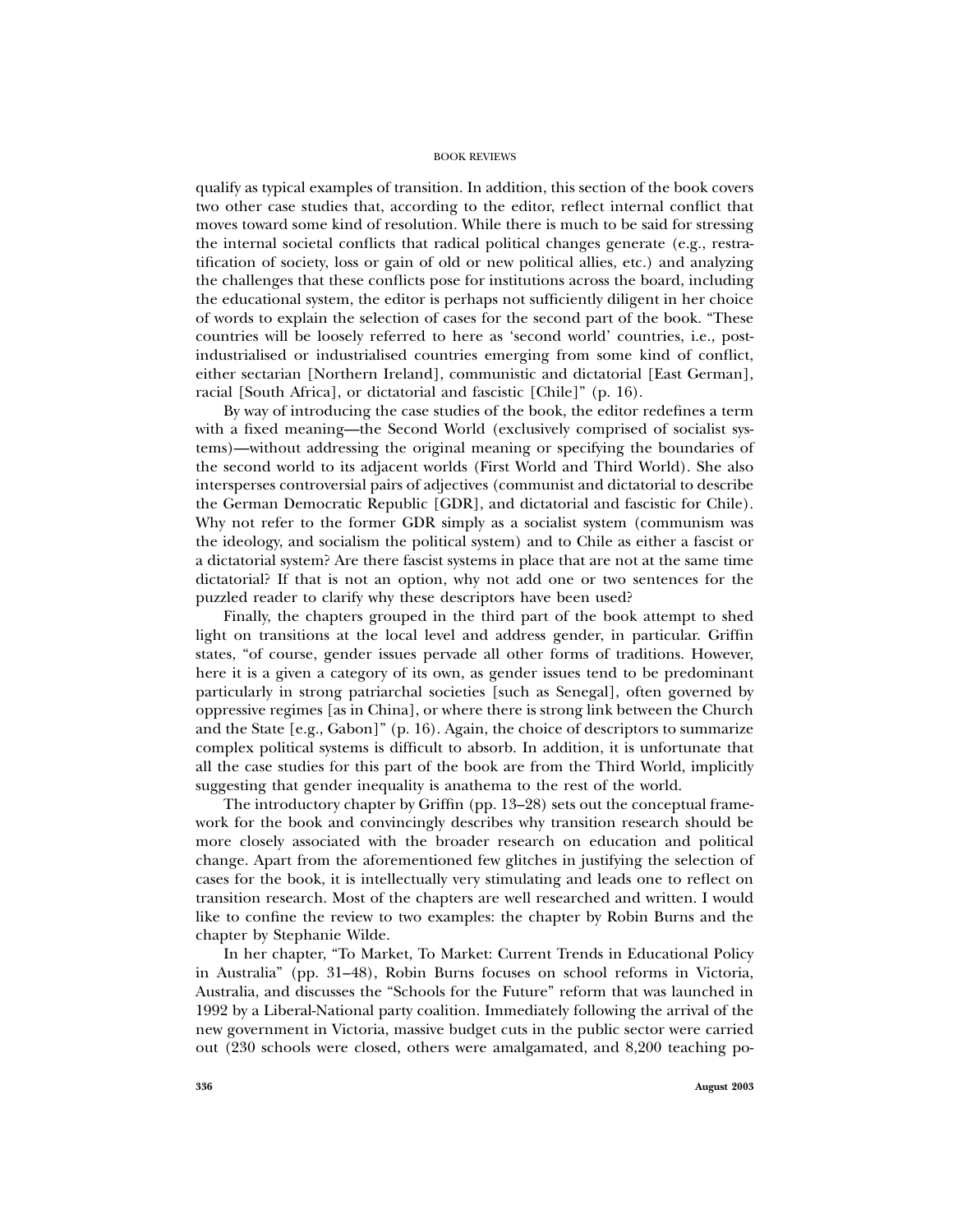qualify as typical examples of transition. In addition, this section of the book covers two other case studies that, according to the editor, reflect internal conflict that moves toward some kind of resolution. While there is much to be said for stressing the internal societal conflicts that radical political changes generate (e.g., restratification of society, loss or gain of old or new political allies, etc.) and analyzing the challenges that these conflicts pose for institutions across the board, including the educational system, the editor is perhaps not sufficiently diligent in her choice of words to explain the selection of cases for the second part of the book. "These countries will be loosely referred to here as 'second world' countries, i.e., post-industrialised or industrialised countries emerging from some kind of conflict, either sectarian [Northern Ireland], communistic and dictatorial [East German], racial [South Africa], or dictatorial and fascistic [Chile]" (p. 16).

By way of introducing the case studies of the book, the editor redefines a term with a fixed meaning—the Second World (exclusively comprised of socialist systems)—without addressing the original meaning or specifying the boundaries of the second world to its adjacent worlds (First World and Third World). She also intersperses controversial pairs of adjectives (communist and dictatorial to describe the German Democratic Republic [GDR], and dictatorial and fascistic for Chile). Why not refer to the former GDR simply as a socialist system (communism was the ideology, and socialism the political system) and to Chile as either a fascist or a dictatorial system? Are there fascist systems in place that are not at the same time dictatorial? If that is not an option, why not add one or two sentences for the puzzled reader to clarify why these descriptors have been used?

Finally, the chapters grouped in the third part of the book attempt to shed light on transitions at the local level and address gender, in particular. Griffin states, "of course, gender issues pervade all other forms of traditions. However, here it is a given a category of its own, as gender issues tend to be predominant particularly in strong patriarchal societies [such as Senegal], often governed by oppressive regimes [as in China], or where there is strong link between the Church and the State [e.g., Gabon]" (p. 16). Again, the choice of descriptors to summarize complex political systems is difficult to absorb. In addition, it is unfortunate that all the case studies for this part of the book are from the Third World, implicitly suggesting that gender inequality is anathema to the rest of the world.

The introductory chapter by Griffin (pp. 13–28) sets out the conceptual framework for the book and convincingly describes why transition research should be more closely associated with the broader research on education and political change. Apart from the aforementioned few glitches in justifying the selection of cases for the book, it is intellectually very stimulating and leads one to reflect on transition research. Most of the chapters are well researched and written. I would like to confine the review to two examples: the chapter by Robin Burns and the chapter by Stephanie Wilde.

In her chapter, "To Market, To Market: Current Trends in Educational Policy in Australia" (pp. 31–48), Robin Burns focuses on school reforms in Victoria, Australia, and discusses the "Schools for the Future" reform that was launched in 1992 by a Liberal-National party coalition. Immediately following the arrival of the new government in Victoria, massive budget cuts in the public sector were carried out (230 schools were closed, others were amalgamated, and 8,200 teaching po-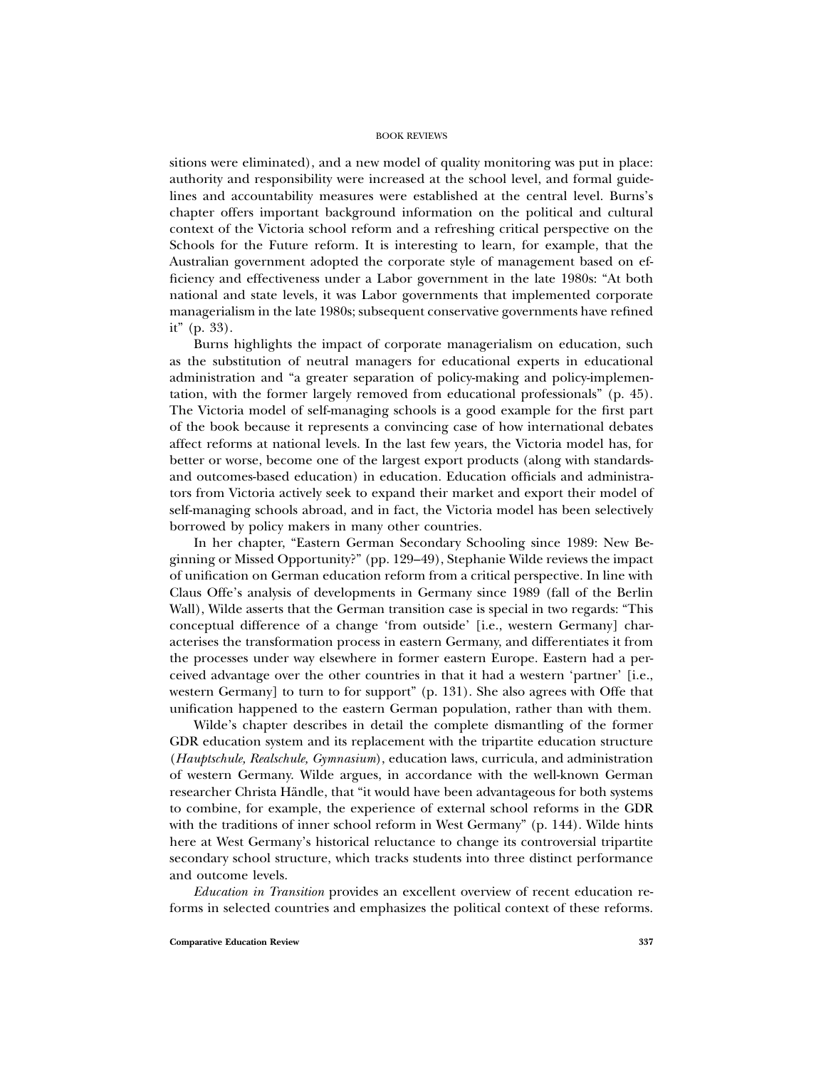sitions were eliminated), and a new model of quality monitoring was put in place: authority and responsibility were increased at the school level, and formal guidelines and accountability measures were established at the central level. Burns's chapter offers important background information on the political and cultural context of the Victoria school reform and a refreshing critical perspective on the Schools for the Future reform. It is interesting to learn, for example, that the Australian government adopted the corporate style of management based on efficiency and effectiveness under a Labor government in the late 1980s: "At both national and state levels, it was Labor governments that implemented corporate managerialism in the late 1980s; subsequent conservative governments have refined it" (p. 33).

Burns highlights the impact of corporate managerialism on education, such as the substitution of neutral managers for educational experts in educational administration and "a greater separation of policy-making and policy-implementation, with the former largely removed from educational professionals" (p. 45). The Victoria model of self-managing schools is a good example for the first part of the book because it represents a convincing case of how international debates affect reforms at national levels. In the last few years, the Victoria model has, for better or worse, become one of the largest export products (along with standards- and outcomes-based education) in education. Education officials and administrators from Victoria actively seek to expand their market and export their model of self-managing schools abroad, and in fact, the Victoria model has been selectively borrowed by policy makers in many other countries.

In her chapter, "Eastern German Secondary Schooling since 1989: New Beginning or Missed Opportunity?" (pp. 129–49), Stephanie Wilde reviews the impact of unification on German education reform from a critical perspective. In line with Claus Offe's analysis of developments in Germany since 1989 (fall of the Berlin Wall), Wilde asserts that the German transition case is special in two regards: "This conceptual difference of a change 'from outside' [i.e., western Germany] characterises the transformation process in eastern Germany, and differentiates it from the processes under way elsewhere in former eastern Europe. Eastern had a perceived advantage over the other countries in that it had a western 'partner' [i.e., western Germany] to turn to for support" (p. 131). She also agrees with Offe that unification happened to the eastern German population, rather than with them.

Wilde's chapter describes in detail the complete dismantling of the former GDR education system and its replacement with the tripartite education structure (*Hauptschule, Realschule, Gymnasium*), education laws, curricula, and administration of western Germany. Wilde argues, in accordance with the well-known German researcher Christa Händle, that "it would have been advantageous for both systems to combine, for example, the experience of external school reforms in the GDR with the traditions of inner school reform in West Germany" (p. 144). Wilde hints here at West Germany's historical reluctance to change its controversial tripartite secondary school structure, which tracks students into three distinct performance and outcome levels.

*Education in Transition* provides an excellent overview of recent education reforms in selected countries and emphasizes the political context of these reforms.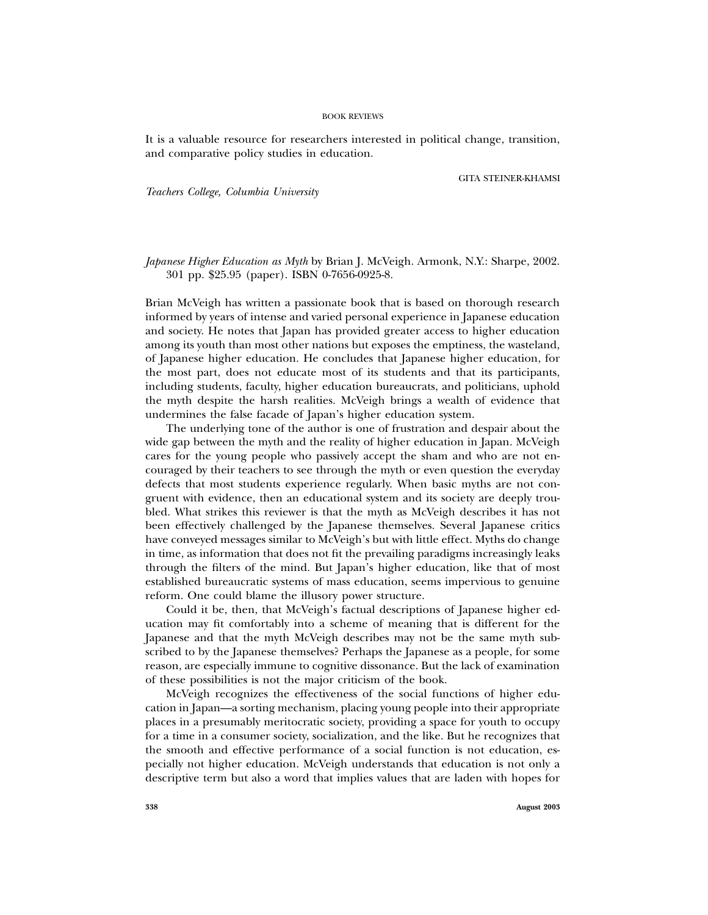It is a valuable resource for researchers interested in political change, transition, and comparative policy studies in education.

GITA STEINER-KHAMSI

*Teachers College, Columbia University*

*Japanese Higher Education as Myth* by Brian J. McVeigh. Armonk, N.Y.: Sharpe, 2002. 301 pp. $25.95 (paper). ISBN 0-7656-0925-8.

Brian McVeigh has written a passionate book that is based on thorough research informed by years of intense and varied personal experience in Japanese education and society. He notes that Japan has provided greater access to higher education among its youth than most other nations but exposes the emptiness, the wasteland, of Japanese higher education. He concludes that Japanese higher education, for the most part, does not educate most of its students and that its participants, including students, faculty, higher education bureaucrats, and politicians, uphold the myth despite the harsh realities. McVeigh brings a wealth of evidence that undermines the false facade of Japan's higher education system.

The underlying tone of the author is one of frustration and despair about the wide gap between the myth and the reality of higher education in Japan. McVeigh cares for the young people who passively accept the sham and who are not encouraged by their teachers to see through the myth or even question the everyday defects that most students experience regularly. When basic myths are not congruent with evidence, then an educational system and its society are deeply troubled. What strikes this reviewer is that the myth as McVeigh describes it has not been effectively challenged by the Japanese themselves. Several Japanese critics have conveyed messages similar to McVeigh's but with little effect. Myths do change in time, as information that does not fit the prevailing paradigms increasingly leaks through the filters of the mind. But Japan's higher education, like that of most established bureaucratic systems of mass education, seems impervious to genuine reform. One could blame the illusory power structure.

Could it be, then, that McVeigh's factual descriptions of Japanese higher education may fit comfortably into a scheme of meaning that is different for the Japanese and that the myth McVeigh describes may not be the same myth subscribed to by the Japanese themselves? Perhaps the Japanese as a people, for some reason, are especially immune to cognitive dissonance. But the lack of examination of these possibilities is not the major criticism of the book.

McVeigh recognizes the effectiveness of the social functions of higher education in Japan—a sorting mechanism, placing young people into their appropriate places in a presumably meritocratic society, providing a space for youth to occupy for a time in a consumer society, socialization, and the like. But he recognizes that the smooth and effective performance of a social function is not education, especially not higher education. McVeigh understands that education is not only a descriptive term but also a word that implies values that are laden with hopes for